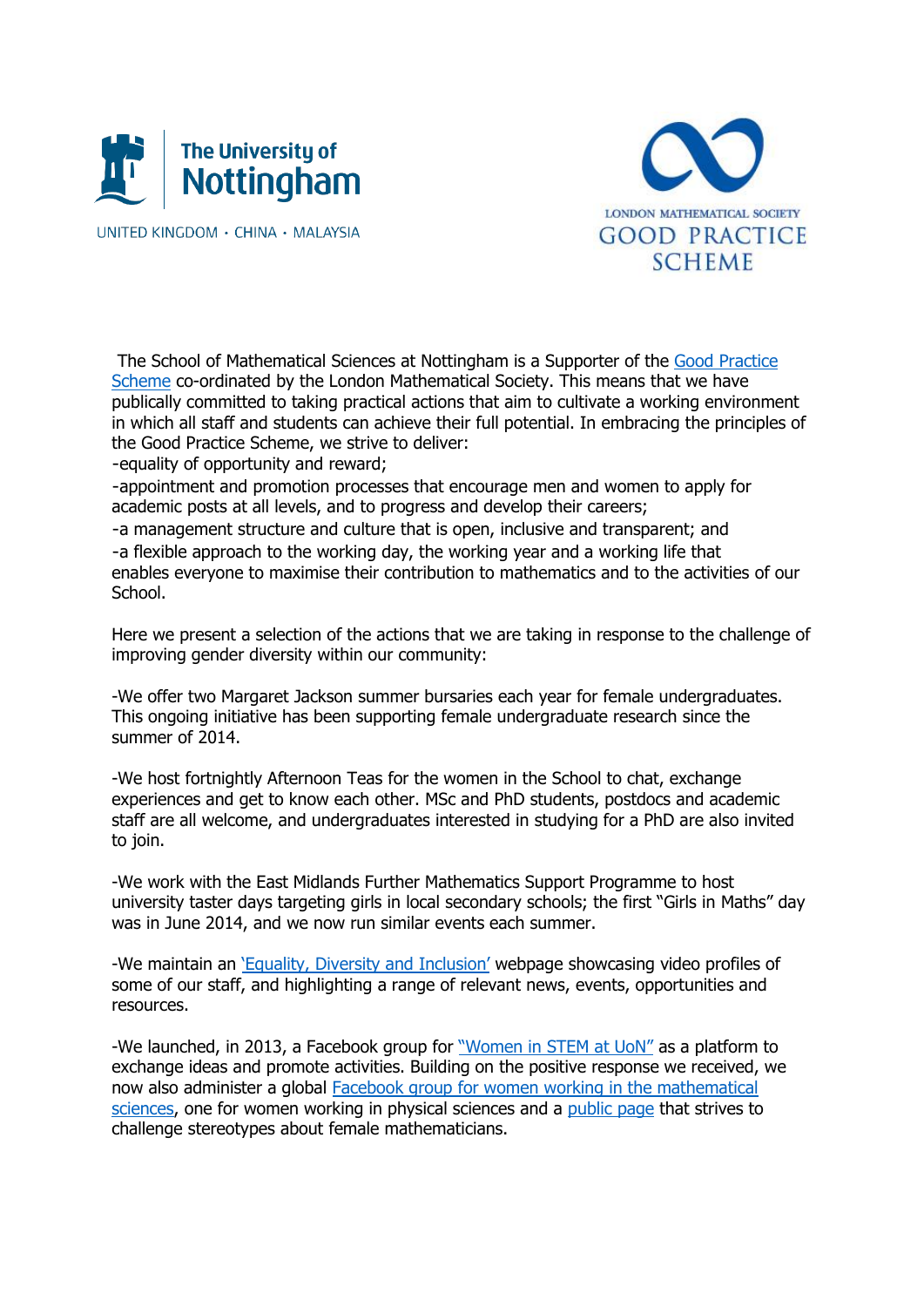The University of Nottingham

UNITED KINGDOM · CHINA · MALAYSIA

LONDON MATHEMATICAL SOCIETY
GOOD PRACTICE SCHEME

The School of Mathematical Sciences at Nottingham is a Supporter of the Good Practice Scheme co-ordinated by the London Mathematical Society. This means that we have publically committed to taking practical actions that aim to cultivate a working environment in which all staff and students can achieve their full potential. In embracing the principles of the Good Practice Scheme, we strive to deliver:

-equality of opportunity and reward;

-appointment and promotion processes that encourage men and women to apply for academic posts at all levels, and to progress and develop their careers;

-a management structure and culture that is open, inclusive and transparent; and

-a flexible approach to the working day, the working year and a working life that enables everyone to maximise their contribution to mathematics and to the activities of our School.

Here we present a selection of the actions that we are taking in response to the challenge of improving gender diversity within our community:

-We offer two Margaret Jackson summer bursaries each year for female undergraduates. This ongoing initiative has been supporting female undergraduate research since the summer of 2014.

-We host fortnightly Afternoon Teas for the women in the School to chat, exchange experiences and get to know each other. MSc and PhD students, postdocs and academic staff are all welcome, and undergraduates interested in studying for a PhD are also invited to join.

-We work with the East Midlands Further Mathematics Support Programme to host university taster days targeting girls in local secondary schools; the first "Girls in Maths" day was in June 2014, and we now run similar events each summer.

-We maintain an 'Equality, Diversity and Inclusion' webpage showcasing video profiles of some of our staff, and highlighting a range of relevant news, events, opportunities and resources.

-We launched, in 2013, a Facebook group for "Women in STEM at UoN" as a platform to exchange ideas and promote activities. Building on the positive response we received, we now also administer a global Facebook group for women working in the mathematical sciences, one for women working in physical sciences and a public page that strives to challenge stereotypes about female mathematicians.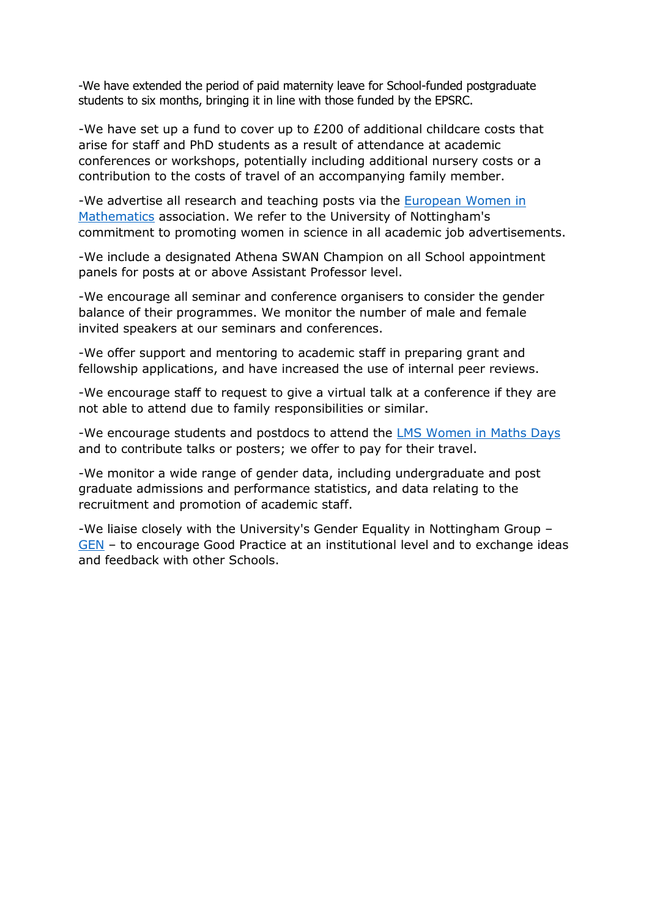-We have extended the period of paid maternity leave for School-funded postgraduate students to six months, bringing it in line with those funded by the EPSRC.

-We have set up a fund to cover up to £200 of additional childcare costs that arise for staff and PhD students as a result of attendance at academic conferences or workshops, potentially including additional nursery costs or a contribution to the costs of travel of an accompanying family member.

-We advertise all research and teaching posts via the European Women in Mathematics association. We refer to the University of Nottingham's commitment to promoting women in science in all academic job advertisements.

-We include a designated Athena SWAN Champion on all School appointment panels for posts at or above Assistant Professor level.

-We encourage all seminar and conference organisers to consider the gender balance of their programmes. We monitor the number of male and female invited speakers at our seminars and conferences.

-We offer support and mentoring to academic staff in preparing grant and fellowship applications, and have increased the use of internal peer reviews.

-We encourage staff to request to give a virtual talk at a conference if they are not able to attend due to family responsibilities or similar.

-We encourage students and postdocs to attend the LMS Women in Maths Days and to contribute talks or posters; we offer to pay for their travel.

-We monitor a wide range of gender data, including undergraduate and post graduate admissions and performance statistics, and data relating to the recruitment and promotion of academic staff.

-We liaise closely with the University's Gender Equality in Nottingham Group – GEN – to encourage Good Practice at an institutional level and to exchange ideas and feedback with other Schools.